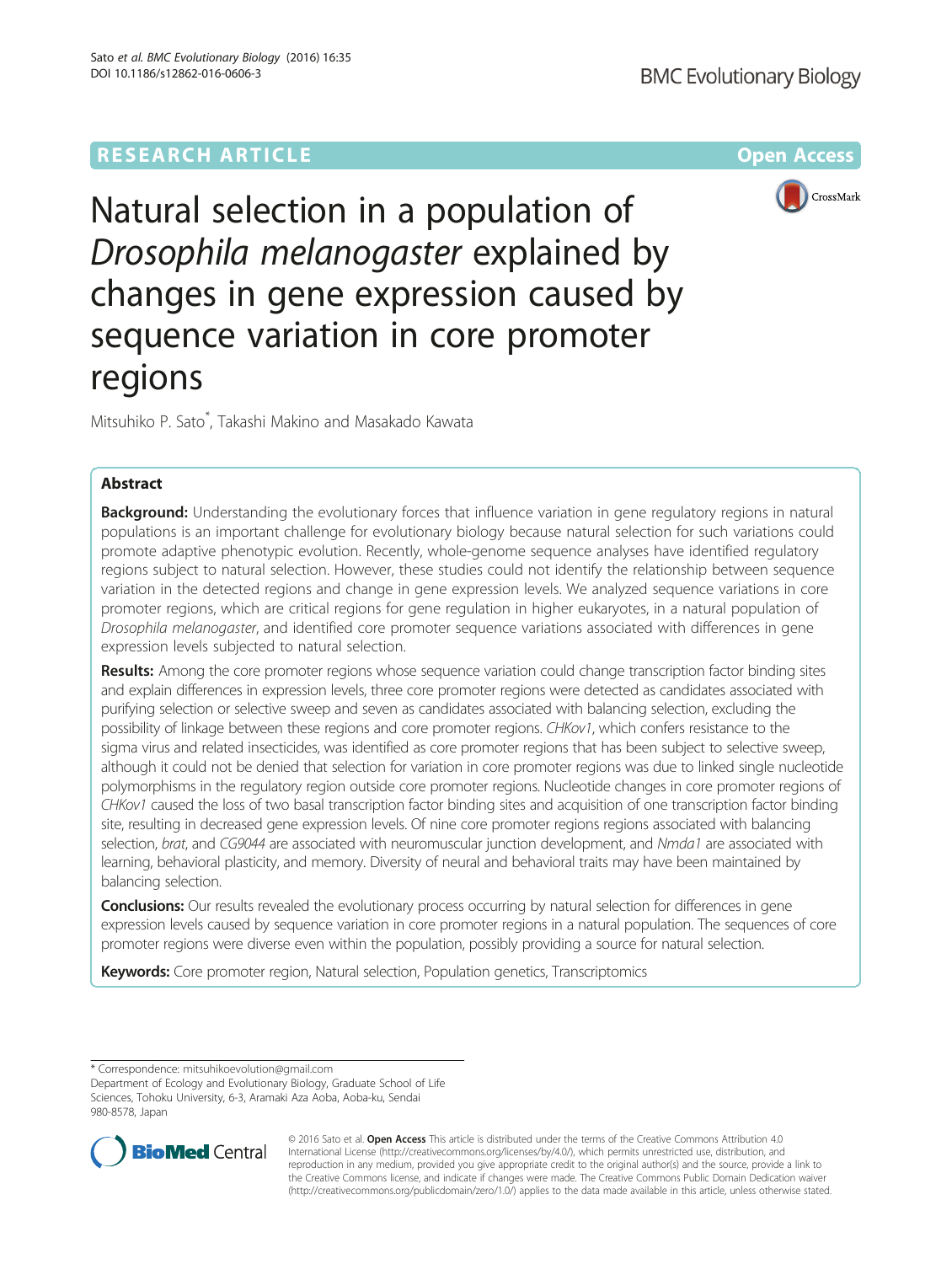RESEARCH ARTICLE

Open Access

# Natural selection in a population of *Drosophila melanogaster* explained by changes in gene expression caused by sequence variation in core promoter regions

Mitsuhiko P. Sato*, Takashi Makino and Masakado Kawata

## Abstract

**Background:** Understanding the evolutionary forces that influence variation in gene regulatory regions in natural populations is an important challenge for evolutionary biology because natural selection for such variations could promote adaptive phenotypic evolution. Recently, whole-genome sequence analyses have identified regulatory regions subject to natural selection. However, these studies could not identify the relationship between sequence variation in the detected regions and change in gene expression levels. We analyzed sequence variations in core promoter regions, which are critical regions for gene regulation in higher eukaryotes, in a natural population of *Drosophila melanogaster*, and identified core promoter sequence variations associated with differences in gene expression levels subjected to natural selection.

**Results:** Among the core promoter regions whose sequence variation could change transcription factor binding sites and explain differences in expression levels, three core promoter regions were detected as candidates associated with purifying selection or selective sweep and seven as candidates associated with balancing selection, excluding the possibility of linkage between these regions and core promoter regions. *CHKov1*, which confers resistance to the sigma virus and related insecticides, was identified as core promoter regions that has been subject to selective sweep, although it could not be denied that selection for variation in core promoter regions was due to linked single nucleotide polymorphisms in the regulatory region outside core promoter regions. Nucleotide changes in core promoter regions of *CHKov1* caused the loss of two basal transcription factor binding sites and acquisition of one transcription factor binding site, resulting in decreased gene expression levels. Of nine core promoter regions regions associated with balancing selection, *brat*, and *CG9044* are associated with neuromuscular junction development, and *Nmda1* are associated with learning, behavioral plasticity, and memory. Diversity of neural and behavioral traits may have been maintained by balancing selection.

**Conclusions:** Our results revealed the evolutionary process occurring by natural selection for differences in gene expression levels caused by sequence variation in core promoter regions in a natural population. The sequences of core promoter regions were diverse even within the population, possibly providing a source for natural selection.

**Keywords:** Core promoter region, Natural selection, Population genetics, Transcriptomics

---

* Correspondence: mitsuhikoevolution@gmail.com

Department of Ecology and Evolutionary Biology, Graduate School of Life Sciences, Tohoku University, 6-3, Aramaki Aza Aoba, Aoba-ku, Sendai 980-8578, Japan

© 2016 Sato et al. **Open Access** This article is distributed under the terms of the Creative Commons Attribution 4.0 International License (http://creativecommons.org/licenses/by/4.0/), which permits unrestricted use, distribution, and reproduction in any medium, provided you give appropriate credit to the original author(s) and the source, provide a link to the Creative Commons license, and indicate if changes were made. The Creative Commons Public Domain Dedication waiver (http://creativecommons.org/publicdomain/zero/1.0/) applies to the data made available in this article, unless otherwise stated.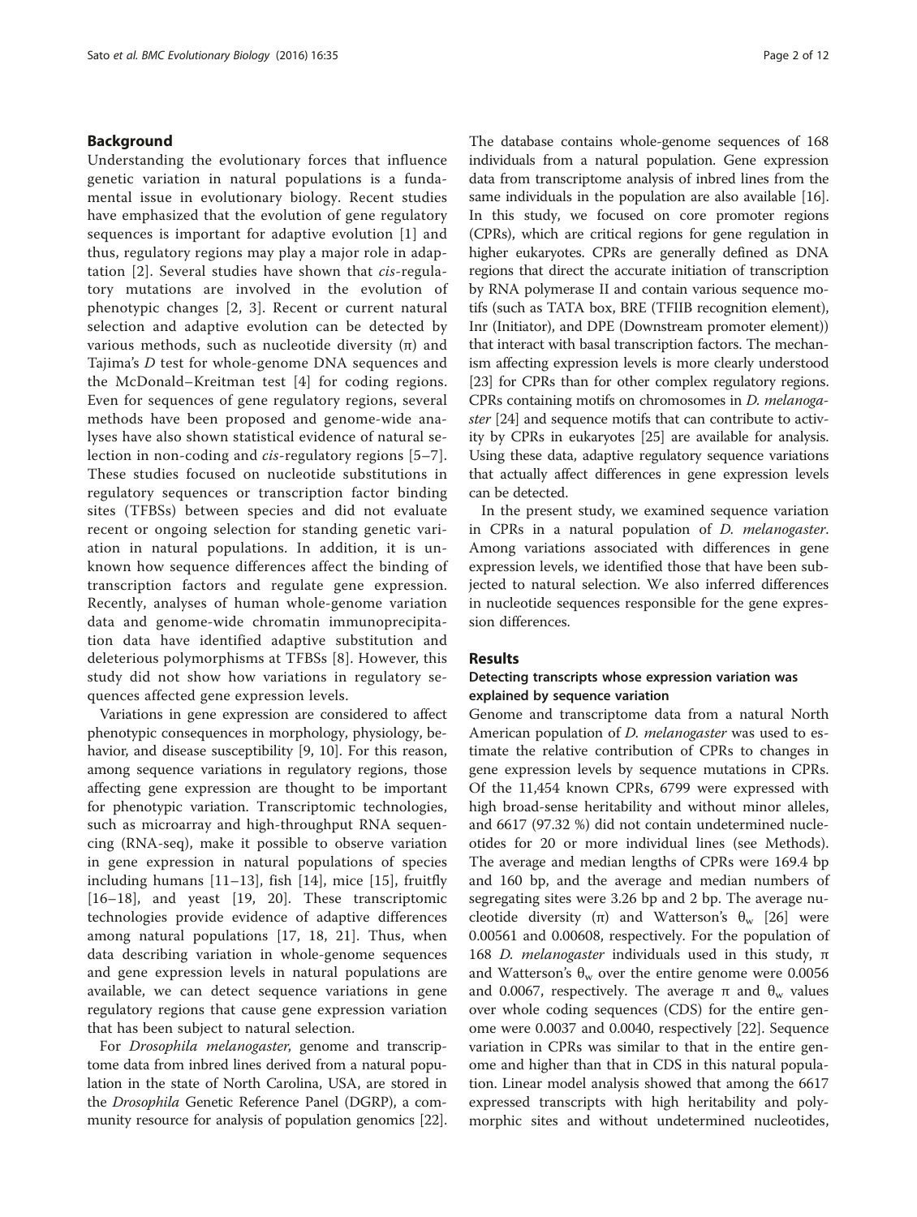## Background

Understanding the evolutionary forces that influence genetic variation in natural populations is a fundamental issue in evolutionary biology. Recent studies have emphasized that the evolution of gene regulatory sequences is important for adaptive evolution [1] and thus, regulatory regions may play a major role in adaptation [2]. Several studies have shown that *cis*-regulatory mutations are involved in the evolution of phenotypic changes [2, 3]. Recent or current natural selection and adaptive evolution can be detected by various methods, such as nucleotide diversity (π) and Tajima's *D* test for whole-genome DNA sequences and the McDonald–Kreitman test [4] for coding regions. Even for sequences of gene regulatory regions, several methods have been proposed and genome-wide analyses have also shown statistical evidence of natural selection in non-coding and *cis*-regulatory regions [5–7]. These studies focused on nucleotide substitutions in regulatory sequences or transcription factor binding sites (TFBSs) between species and did not evaluate recent or ongoing selection for standing genetic variation in natural populations. In addition, it is unknown how sequence differences affect the binding of transcription factors and regulate gene expression. Recently, analyses of human whole-genome variation data and genome-wide chromatin immunoprecipitation data have identified adaptive substitution and deleterious polymorphisms at TFBSs [8]. However, this study did not show how variations in regulatory sequences affected gene expression levels.

Variations in gene expression are considered to affect phenotypic consequences in morphology, physiology, behavior, and disease susceptibility [9, 10]. For this reason, among sequence variations in regulatory regions, those affecting gene expression are thought to be important for phenotypic variation. Transcriptomic technologies, such as microarray and high-throughput RNA sequencing (RNA-seq), make it possible to observe variation in gene expression in natural populations of species including humans [11–13], fish [14], mice [15], fruitfly [16–18], and yeast [19, 20]. These transcriptomic technologies provide evidence of adaptive differences among natural populations [17, 18, 21]. Thus, when data describing variation in whole-genome sequences and gene expression levels in natural populations are available, we can detect sequence variations in gene regulatory regions that cause gene expression variation that has been subject to natural selection.

For *Drosophila melanogaster*, genome and transcriptome data from inbred lines derived from a natural population in the state of North Carolina, USA, are stored in the *Drosophila* Genetic Reference Panel (DGRP), a community resource for analysis of population genomics [22]. The database contains whole-genome sequences of 168 individuals from a natural population. Gene expression data from transcriptome analysis of inbred lines from the same individuals in the population are also available [16]. In this study, we focused on core promoter regions (CPRs), which are critical regions for gene regulation in higher eukaryotes. CPRs are generally defined as DNA regions that direct the accurate initiation of transcription by RNA polymerase II and contain various sequence motifs (such as TATA box, BRE (TFIIB recognition element), Inr (Initiator), and DPE (Downstream promoter element)) that interact with basal transcription factors. The mechanism affecting expression levels is more clearly understood [23] for CPRs than for other complex regulatory regions. CPRs containing motifs on chromosomes in *D. melanogaster* [24] and sequence motifs that can contribute to activity by CPRs in eukaryotes [25] are available for analysis. Using these data, adaptive regulatory sequence variations that actually affect differences in gene expression levels can be detected.

In the present study, we examined sequence variation in CPRs in a natural population of *D. melanogaster*. Among variations associated with differences in gene expression levels, we identified those that have been subjected to natural selection. We also inferred differences in nucleotide sequences responsible for the gene expression differences.

## Results

### Detecting transcripts whose expression variation was explained by sequence variation

Genome and transcriptome data from a natural North American population of *D. melanogaster* was used to estimate the relative contribution of CPRs to changes in gene expression levels by sequence mutations in CPRs. Of the 11,454 known CPRs, 6799 were expressed with high broad-sense heritability and without minor alleles, and 6617 (97.32 %) did not contain undetermined nucleotides for 20 or more individual lines (see Methods). The average and median lengths of CPRs were 169.4 bp and 160 bp, and the average and median numbers of segregating sites were 3.26 bp and 2 bp. The average nucleotide diversity (π) and Watterson's $\theta_w$ [26] were 0.00561 and 0.00608, respectively. For the population of 168 *D. melanogaster* individuals used in this study, π and Watterson's $\theta_w$ over the entire genome were 0.0056 and 0.0067, respectively. The average π and $\theta_w$ values over whole coding sequences (CDS) for the entire genome were 0.0037 and 0.0040, respectively [22]. Sequence variation in CPRs was similar to that in the entire genome and higher than that in CDS in this natural population. Linear model analysis showed that among the 6617 expressed transcripts with high heritability and polymorphic sites and without undetermined nucleotides,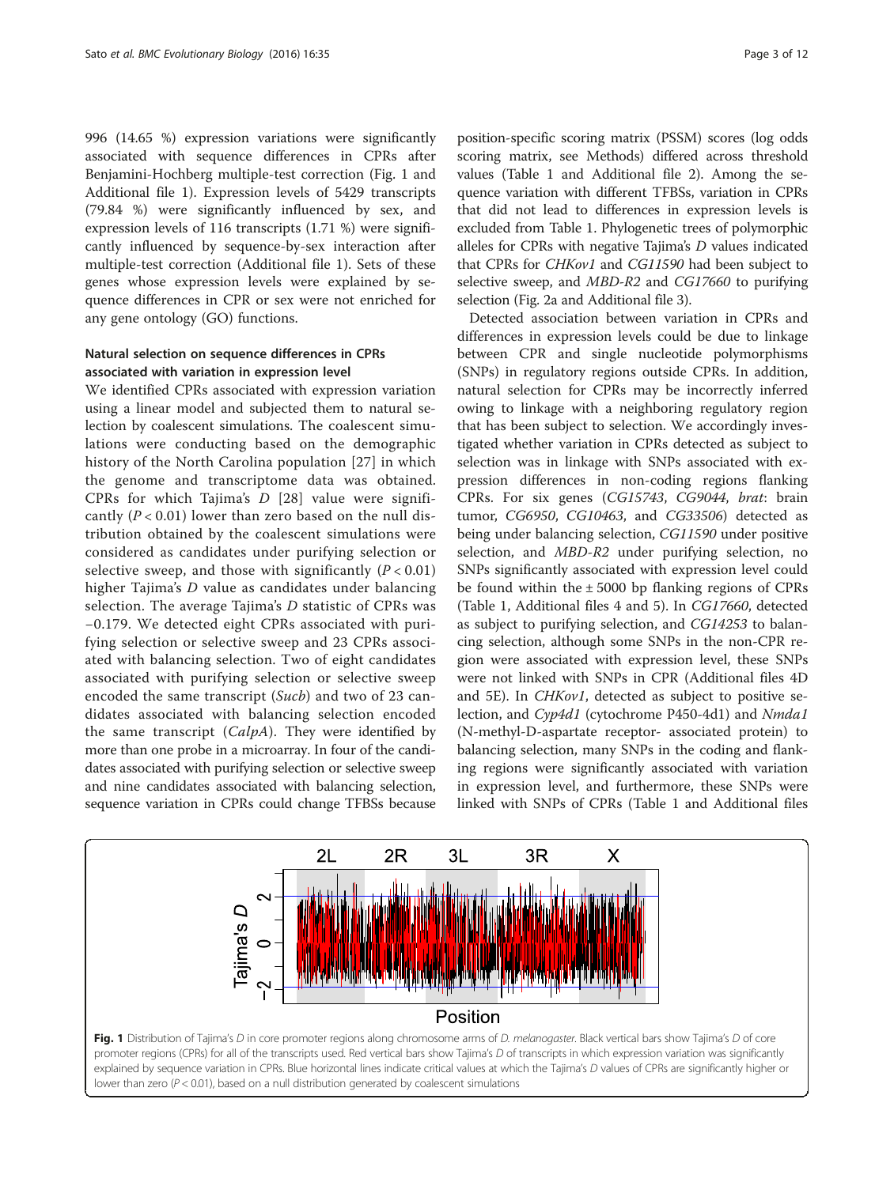996 (14.65 %) expression variations were significantly associated with sequence differences in CPRs after Benjamini-Hochberg multiple-test correction (Fig. 1 and Additional file 1). Expression levels of 5429 transcripts (79.84 %) were significantly influenced by sex, and expression levels of 116 transcripts (1.71 %) were significantly influenced by sequence-by-sex interaction after multiple-test correction (Additional file 1). Sets of these genes whose expression levels were explained by sequence differences in CPR or sex were not enriched for any gene ontology (GO) functions.

## Natural selection on sequence differences in CPRs associated with variation in expression level

We identified CPRs associated with expression variation using a linear model and subjected them to natural selection by coalescent simulations. The coalescent simulations were conducting based on the demographic history of the North Carolina population [27] in which the genome and transcriptome data was obtained. CPRs for which Tajima's *D* [28] value were significantly ($P < 0.01$) lower than zero based on the null distribution obtained by the coalescent simulations were considered as candidates under purifying selection or selective sweep, and those with significantly ($P < 0.01$) higher Tajima's *D* value as candidates under balancing selection. The average Tajima's *D* statistic of CPRs was −0.179. We detected eight CPRs associated with purifying selection or selective sweep and 23 CPRs associated with balancing selection. Two of eight candidates associated with purifying selection or selective sweep encoded the same transcript (*Sucb*) and two of 23 candidates associated with balancing selection encoded the same transcript (*CalpA*). They were identified by more than one probe in a microarray. In four of the candidates associated with purifying selection or selective sweep and nine candidates associated with balancing selection, sequence variation in CPRs could change TFBSs because position-specific scoring matrix (PSSM) scores (log odds scoring matrix, see Methods) differed across threshold values (Table 1 and Additional file 2). Among the sequence variation with different TFBSs, variation in CPRs that did not lead to differences in expression levels is excluded from Table 1. Phylogenetic trees of polymorphic alleles for CPRs with negative Tajima's *D* values indicated that CPRs for *CHKov1* and *CG11590* had been subject to selective sweep, and *MBD-R2* and *CG17660* to purifying selection (Fig. 2a and Additional file 3).

Detected association between variation in CPRs and differences in expression levels could be due to linkage between CPR and single nucleotide polymorphisms (SNPs) in regulatory regions outside CPRs. In addition, natural selection for CPRs may be incorrectly inferred owing to linkage with a neighboring regulatory region that has been subject to selection. We accordingly investigated whether variation in CPRs detected as subject to selection was in linkage with SNPs associated with expression differences in non-coding regions flanking CPRs. For six genes (*CG15743*, *CG9044*, *brat*: brain tumor, *CG6950*, *CG10463*, and *CG33506*) detected as being under balancing selection, *CG11590* under positive selection, and *MBD-R2* under purifying selection, no SNPs significantly associated with expression level could be found within the ± 5000 bp flanking regions of CPRs (Table 1, Additional files 4 and 5). In *CG17660*, detected as subject to purifying selection, and *CG14253* to balancing selection, although some SNPs in the non-CPR region were associated with expression level, these SNPs were not linked with SNPs in CPR (Additional files 4D and 5E). In *CHKov1*, detected as subject to positive selection, and *Cyp4d1* (cytochrome P450-4d1) and *Nmda1* (N-methyl-D-aspartate receptor- associated protein) to balancing selection, many SNPs in the coding and flanking regions were significantly associated with variation in expression level, and furthermore, these SNPs were linked with SNPs of CPRs (Table 1 and Additional files

**Fig. 1** Distribution of Tajima's *D* in core promoter regions along chromosome arms of *D. melanogaster*. Black vertical bars show Tajima's *D* of core promoter regions (CPRs) for all of the transcripts used. Red vertical bars show Tajima's *D* of transcripts in which expression variation was significantly explained by sequence variation in CPRs. Blue horizontal lines indicate critical values at which the Tajima's *D* values of CPRs are significantly higher or lower than zero ($P < 0.01$), based on a null distribution generated by coalescent simulations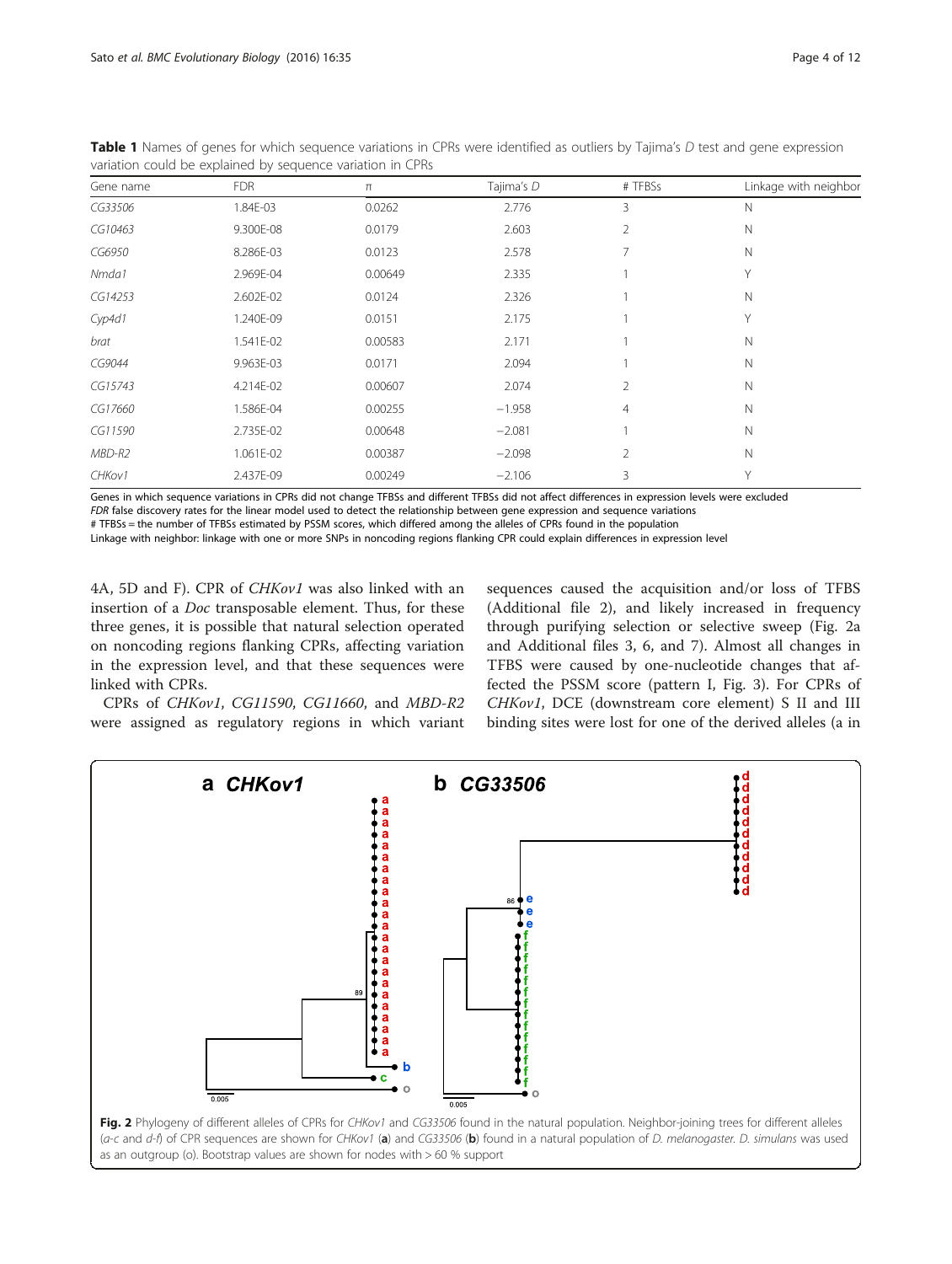**Table 1** Names of genes for which sequence variations in CPRs were identified as outliers by Tajima's *D* test and gene expression variation could be explained by sequence variation in CPRs

| Gene name | FDR | π | Tajima's *D* | # TFBSs | Linkage with neighbor |
|---|---|---|---|---|---|
| *CG33506* | 1.84E-03 | 0.0262 | 2.776 | 3 | N |
| *CG10463* | 9.300E-08 | 0.0179 | 2.603 | 2 | N |
| *CG6950* | 8.286E-03 | 0.0123 | 2.578 | 7 | N |
| *Nmda1* | 2.969E-04 | 0.00649 | 2.335 | 1 | Y |
| *CG14253* | 2.602E-02 | 0.0124 | 2.326 | 1 | N |
| *Cyp4d1* | 1.240E-09 | 0.0151 | 2.175 | 1 | Y |
| *brat* | 1.541E-02 | 0.00583 | 2.171 | 1 | N |
| *CG9044* | 9.963E-03 | 0.0171 | 2.094 | 1 | N |
| *CG15743* | 4.214E-02 | 0.00607 | 2.074 | 2 | N |
| *CG17660* | 1.586E-04 | 0.00255 | −1.958 | 4 | N |
| *CG11590* | 2.735E-02 | 0.00648 | −2.081 | 1 | N |
| *MBD-R2* | 1.061E-02 | 0.00387 | −2.098 | 2 | N |
| *CHKov1* | 2.437E-09 | 0.00249 | −2.106 | 3 | Y |

Genes in which sequence variations in CPRs did not change TFBSs and different TFBSs did not affect differences in expression levels were excluded

*FDR* false discovery rates for the linear model used to detect the relationship between gene expression and sequence variations

# TFBSs = the number of TFBSs estimated by PSSM scores, which differed among the alleles of CPRs found in the population

Linkage with neighbor: linkage with one or more SNPs in noncoding regions flanking CPR could explain differences in expression level

4A, 5D and F). CPR of *CHKov1* was also linked with an insertion of a *Doc* transposable element. Thus, for these three genes, it is possible that natural selection operated on noncoding regions flanking CPRs, affecting variation in the expression level, and that these sequences were linked with CPRs.

CPRs of *CHKov1*, *CG11590*, *CG11660*, and *MBD-R2* were assigned as regulatory regions in which variant sequences caused the acquisition and/or loss of TFBS (Additional file 2), and likely increased in frequency through purifying selection or selective sweep (Fig. 2a and Additional files 3, 6, and 7). Almost all changes in TFBS were caused by one-nucleotide changes that affected the PSSM score (pattern I, Fig. 3). For CPRs of *CHKov1*, DCE (downstream core element) S II and III binding sites were lost for one of the derived alleles (a in

**Fig. 2** Phylogeny of different alleles of CPRs for *CHKov1* and *CG33506* found in the natural population. Neighbor-joining trees for different alleles (*a-c* and *d-f*) of CPR sequences are shown for *CHKov1* (**a**) and *CG33506* (**b**) found in a natural population of *D. melanogaster*. *D. simulans* was used as an outgroup (o). Bootstrap values are shown for nodes with > 60 % support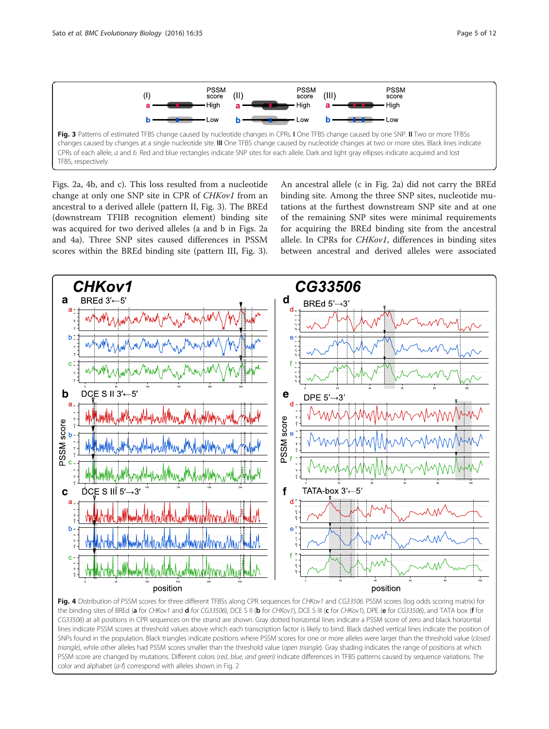Fig. 3 Patterns of estimated TFBS change caused by nucleotide changes in CPRs. **I** One TFBS change caused by one SNP. **II** Two or more TFBSs changes caused by changes at a single nucleotide site. **III** One TFBS change caused by nucleotide changes at two or more sites. Black lines indicate CPRs of each allele, *a* and *b*. Red and blue rectangles indicate SNP sites for each allele. Dark and light gray ellipses indicate acquired and lost TFBS, respectively

Figs. 2a, 4b, and c). This loss resulted from a nucleotide change at only one SNP site in CPR of *CHKov1* from an ancestral to a derived allele (pattern II, Fig. 3). The BREd (downstream TFIIB recognition element) binding site was acquired for two derived alleles (a and b in Figs. 2a and 4a). Three SNP sites caused differences in PSSM scores within the BREd binding site (pattern III, Fig. 3). An ancestral allele (c in Fig. 2a) did not carry the BREd binding site. Among the three SNP sites, nucleotide mutations at the furthest downstream SNP site and at one of the remaining SNP sites were minimal requirements for acquiring the BREd binding site from the ancestral allele. In CPRs for *CHKov1*, differences in binding sites between ancestral and derived alleles were associated

Fig. 4 Distribution of PSSM scores for three different TFBSs along CPR sequences for *CHKov1* and *CG33506*. PSSM scores (log odds scoring matrix) for the binding sites of BREd (**a** for *CHKov1* and **d** for *CG33506*), DCE S II (**b** for *CHKov1*), DCE S III (**c** for *CHKov1*), DPE (**e** for *CG33506*), and TATA box (**f** for *CG33506*) at all positions in CPR sequences on the strand are shown. Gray dotted horizontal lines indicate a PSSM score of zero and black horizontal lines indicate PSSM scores at threshold values above which each transcription factor is likely to bind. Black dashed vertical lines indicate the position of SNPs found in the population. Black triangles indicate positions where PSSM scores for one or more alleles were larger than the threshold value (*closed triangle*), while other alleles had PSSM scores smaller than the threshold value (*open triangle*). Gray shading indicates the range of positions at which PSSM score are changed by mutations. Different colors (*red, blue, and green*) indicate differences in TFBS patterns caused by sequence variations. The color and alphabet (*a-f*) correspond with alleles shown in Fig. 2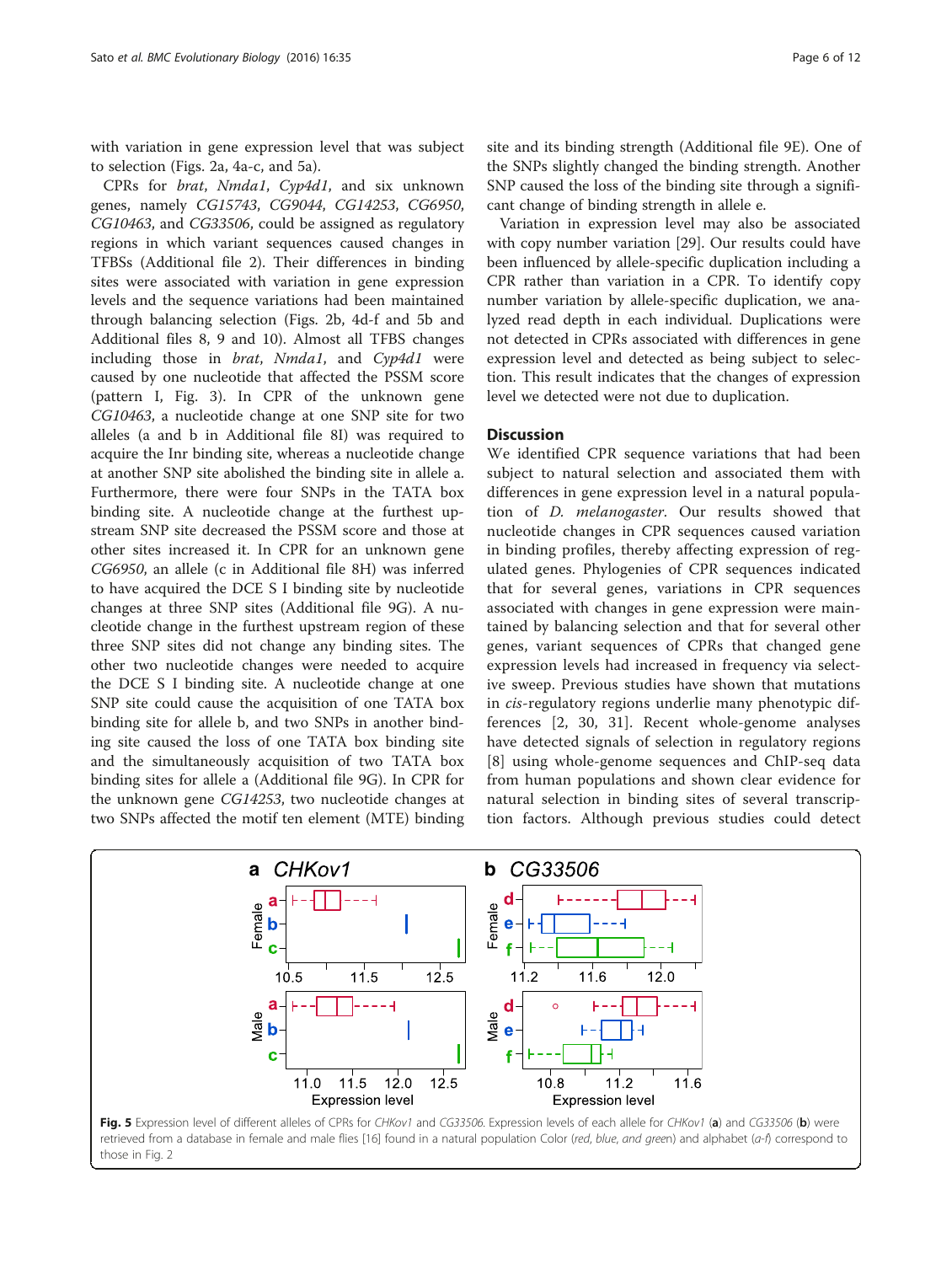with variation in gene expression level that was subject to selection (Figs. 2a, 4a-c, and 5a).

CPRs for *brat*, *Nmda1*, *Cyp4d1*, and six unknown genes, namely *CG15743*, *CG9044*, *CG14253*, *CG6950*, *CG10463*, and *CG33506*, could be assigned as regulatory regions in which variant sequences caused changes in TFBSs (Additional file 2). Their differences in binding sites were associated with variation in gene expression levels and the sequence variations had been maintained through balancing selection (Figs. 2b, 4d-f and 5b and Additional files 8, 9 and 10). Almost all TFBS changes including those in *brat*, *Nmda1*, and *Cyp4d1* were caused by one nucleotide that affected the PSSM score (pattern I, Fig. 3). In CPR of the unknown gene *CG10463*, a nucleotide change at one SNP site for two alleles (a and b in Additional file 8I) was required to acquire the Inr binding site, whereas a nucleotide change at another SNP site abolished the binding site in allele a. Furthermore, there were four SNPs in the TATA box binding site. A nucleotide change at the furthest upstream SNP site decreased the PSSM score and those at other sites increased it. In CPR for an unknown gene *CG6950*, an allele (c in Additional file 8H) was inferred to have acquired the DCE S I binding site by nucleotide changes at three SNP sites (Additional file 9G). A nucleotide change in the furthest upstream region of these three SNP sites did not change any binding sites. The other two nucleotide changes were needed to acquire the DCE S I binding site. A nucleotide change at one SNP site could cause the acquisition of one TATA box binding site for allele b, and two SNPs in another binding site caused the loss of one TATA box binding site and the simultaneously acquisition of two TATA box binding sites for allele a (Additional file 9G). In CPR for the unknown gene *CG14253*, two nucleotide changes at two SNPs affected the motif ten element (MTE) binding site and its binding strength (Additional file 9E). One of the SNPs slightly changed the binding strength. Another SNP caused the loss of the binding site through a significant change of binding strength in allele e.

Variation in expression level may also be associated with copy number variation [29]. Our results could have been influenced by allele-specific duplication including a CPR rather than variation in a CPR. To identify copy number variation by allele-specific duplication, we analyzed read depth in each individual. Duplications were not detected in CPRs associated with differences in gene expression level and detected as being subject to selection. This result indicates that the changes of expression level we detected were not due to duplication.

## Discussion

We identified CPR sequence variations that had been subject to natural selection and associated them with differences in gene expression level in a natural population of *D. melanogaster*. Our results showed that nucleotide changes in CPR sequences caused variation in binding profiles, thereby affecting expression of regulated genes. Phylogenies of CPR sequences indicated that for several genes, variations in CPR sequences associated with changes in gene expression were maintained by balancing selection and that for several other genes, variant sequences of CPRs that changed gene expression levels had increased in frequency via selective sweep. Previous studies have shown that mutations in *cis*-regulatory regions underlie many phenotypic differences [2, 30, 31]. Recent whole-genome analyses have detected signals of selection in regulatory regions [8] using whole-genome sequences and ChIP-seq data from human populations and shown clear evidence for natural selection in binding sites of several transcription factors. Although previous studies could detect

a *CHKov1*
Female
a
b
c
10.5 11.5 12.5
Male
a
b
c
11.0 11.5 12.0 12.5
Expression level

b *CG33506*
Female
d
e
f
11.2 11.6 12.0
Male
d
e
f
10.8 11.2 11.6
Expression level

**Fig. 5** Expression level of different alleles of CPRs for *CHKov1* and *CG33506*. Expression levels of each allele for *CHKov1* (**a**) and *CG33506* (**b**) were retrieved from a database in female and male flies [16] found in a natural population Color (*red, blue, and green*) and alphabet (*a-f*) correspond to those in Fig. 2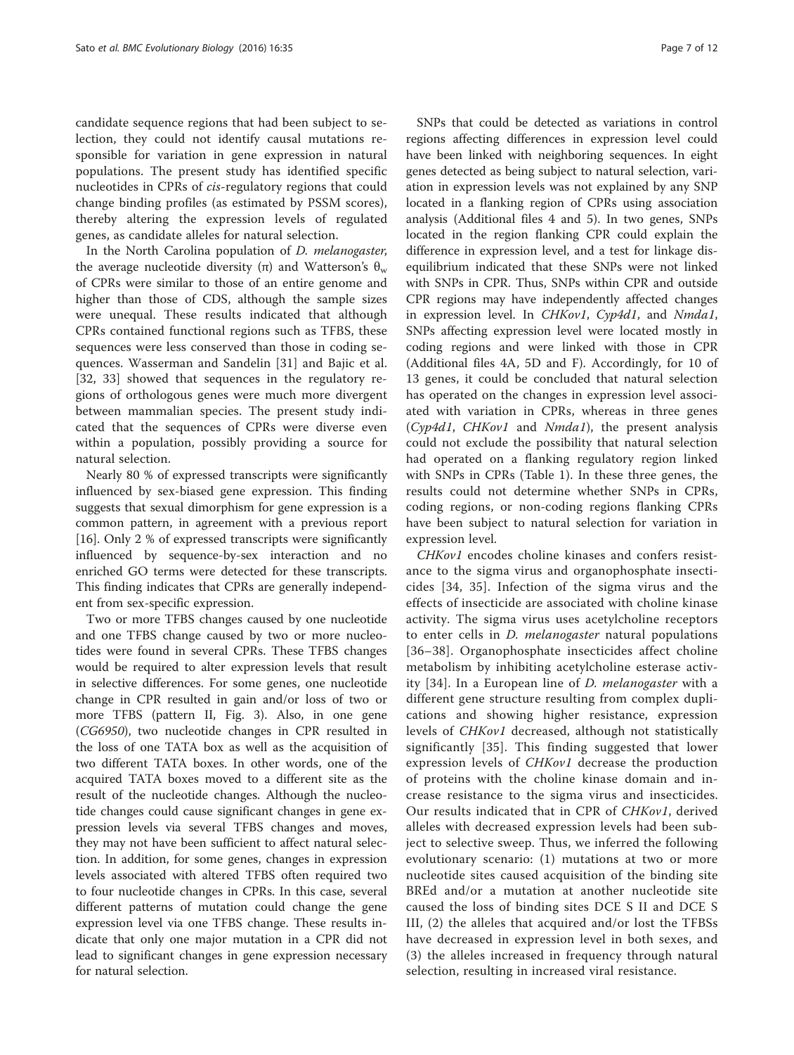candidate sequence regions that had been subject to selection, they could not identify causal mutations responsible for variation in gene expression in natural populations. The present study has identified specific nucleotides in CPRs of *cis*-regulatory regions that could change binding profiles (as estimated by PSSM scores), thereby altering the expression levels of regulated genes, as candidate alleles for natural selection.

In the North Carolina population of *D. melanogaster*, the average nucleotide diversity ($\pi$) and Watterson's $\theta_w$ of CPRs were similar to those of an entire genome and higher than those of CDS, although the sample sizes were unequal. These results indicated that although CPRs contained functional regions such as TFBS, these sequences were less conserved than those in coding sequences. Wasserman and Sandelin [31] and Bajic et al. [32, 33] showed that sequences in the regulatory regions of orthologous genes were much more divergent between mammalian species. The present study indicated that the sequences of CPRs were diverse even within a population, possibly providing a source for natural selection.

Nearly 80 % of expressed transcripts were significantly influenced by sex-biased gene expression. This finding suggests that sexual dimorphism for gene expression is a common pattern, in agreement with a previous report [16]. Only 2 % of expressed transcripts were significantly influenced by sequence-by-sex interaction and no enriched GO terms were detected for these transcripts. This finding indicates that CPRs are generally independent from sex-specific expression.

Two or more TFBS changes caused by one nucleotide and one TFBS change caused by two or more nucleotides were found in several CPRs. These TFBS changes would be required to alter expression levels that result in selective differences. For some genes, one nucleotide change in CPR resulted in gain and/or loss of two or more TFBS (pattern II, Fig. 3). Also, in one gene (*CG6950*), two nucleotide changes in CPR resulted in the loss of one TATA box as well as the acquisition of two different TATA boxes. In other words, one of the acquired TATA boxes moved to a different site as the result of the nucleotide changes. Although the nucleotide changes could cause significant changes in gene expression levels via several TFBS changes and moves, they may not have been sufficient to affect natural selection. In addition, for some genes, changes in expression levels associated with altered TFBS often required two to four nucleotide changes in CPRs. In this case, several different patterns of mutation could change the gene expression level via one TFBS change. These results indicate that only one major mutation in a CPR did not lead to significant changes in gene expression necessary for natural selection.

SNPs that could be detected as variations in control regions affecting differences in expression level could have been linked with neighboring sequences. In eight genes detected as being subject to natural selection, variation in expression levels was not explained by any SNP located in a flanking region of CPRs using association analysis (Additional files 4 and 5). In two genes, SNPs located in the region flanking CPR could explain the difference in expression level, and a test for linkage disequilibrium indicated that these SNPs were not linked with SNPs in CPR. Thus, SNPs within CPR and outside CPR regions may have independently affected changes in expression level. In *CHKov1*, *Cyp4d1*, and *Nmda1*, SNPs affecting expression level were located mostly in coding regions and were linked with those in CPR (Additional files 4A, 5D and F). Accordingly, for 10 of 13 genes, it could be concluded that natural selection has operated on the changes in expression level associated with variation in CPRs, whereas in three genes (*Cyp4d1*, *CHKov1* and *Nmda1*), the present analysis could not exclude the possibility that natural selection had operated on a flanking regulatory region linked with SNPs in CPRs (Table 1). In these three genes, the results could not determine whether SNPs in CPRs, coding regions, or non-coding regions flanking CPRs have been subject to natural selection for variation in expression level.

*CHKov1* encodes choline kinases and confers resistance to the sigma virus and organophosphate insecticides [34, 35]. Infection of the sigma virus and the effects of insecticide are associated with choline kinase activity. The sigma virus uses acetylcholine receptors to enter cells in *D. melanogaster* natural populations [36–38]. Organophosphate insecticides affect choline metabolism by inhibiting acetylcholine esterase activity [34]. In a European line of *D. melanogaster* with a different gene structure resulting from complex duplications and showing higher resistance, expression levels of *CHKov1* decreased, although not statistically significantly [35]. This finding suggested that lower expression levels of *CHKov1* decrease the production of proteins with the choline kinase domain and increase resistance to the sigma virus and insecticides. Our results indicated that in CPR of *CHKov1*, derived alleles with decreased expression levels had been subject to selective sweep. Thus, we inferred the following evolutionary scenario: (1) mutations at two or more nucleotide sites caused acquisition of the binding site BREd and/or a mutation at another nucleotide site caused the loss of binding sites DCE S II and DCE S III, (2) the alleles that acquired and/or lost the TFBSs have decreased in expression level in both sexes, and (3) the alleles increased in frequency through natural selection, resulting in increased viral resistance.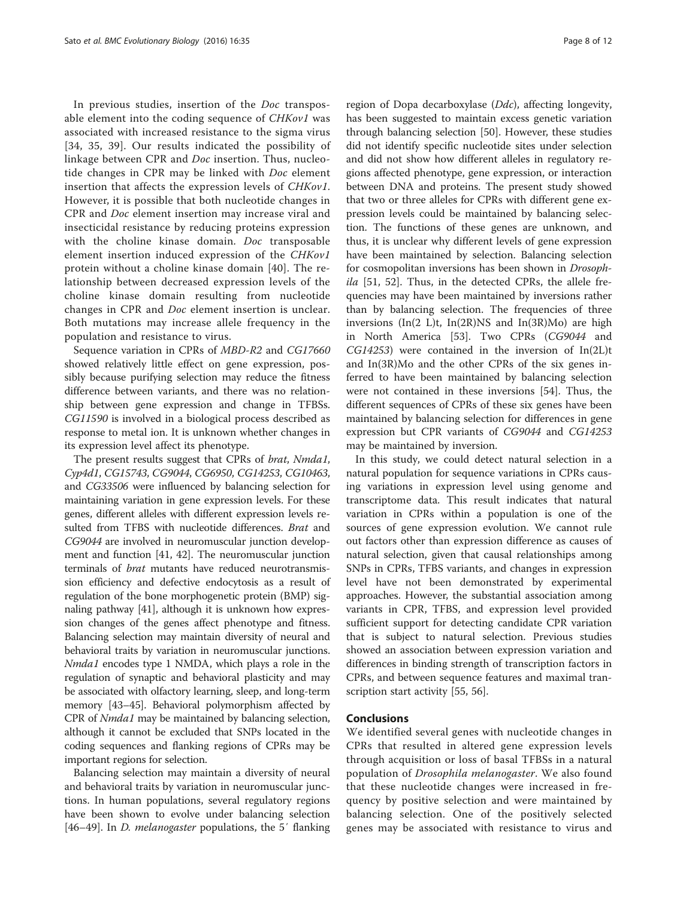In previous studies, insertion of the *Doc* transposable element into the coding sequence of *CHKov1* was associated with increased resistance to the sigma virus [34, 35, 39]. Our results indicated the possibility of linkage between CPR and *Doc* insertion. Thus, nucleotide changes in CPR may be linked with *Doc* element insertion that affects the expression levels of *CHKov1*. However, it is possible that both nucleotide changes in CPR and *Doc* element insertion may increase viral and insecticidal resistance by reducing proteins expression with the choline kinase domain. *Doc* transposable element insertion induced expression of the *CHKov1* protein without a choline kinase domain [40]. The relationship between decreased expression levels of the choline kinase domain resulting from nucleotide changes in CPR and *Doc* element insertion is unclear. Both mutations may increase allele frequency in the population and resistance to virus.

Sequence variation in CPRs of *MBD-R2* and *CG17660* showed relatively little effect on gene expression, possibly because purifying selection may reduce the fitness difference between variants, and there was no relationship between gene expression and change in TFBSs. *CG11590* is involved in a biological process described as response to metal ion. It is unknown whether changes in its expression level affect its phenotype.

The present results suggest that CPRs of *brat*, *Nmda1*, *Cyp4d1*, *CG15743*, *CG9044*, *CG6950*, *CG14253*, *CG10463*, and *CG33506* were influenced by balancing selection for maintaining variation in gene expression levels. For these genes, different alleles with different expression levels resulted from TFBS with nucleotide differences. *Brat* and *CG9044* are involved in neuromuscular junction development and function [41, 42]. The neuromuscular junction terminals of *brat* mutants have reduced neurotransmission efficiency and defective endocytosis as a result of regulation of the bone morphogenetic protein (BMP) signaling pathway [41], although it is unknown how expression changes of the genes affect phenotype and fitness. Balancing selection may maintain diversity of neural and behavioral traits by variation in neuromuscular junctions. *Nmda1* encodes type 1 NMDA, which plays a role in the regulation of synaptic and behavioral plasticity and may be associated with olfactory learning, sleep, and long-term memory [43–45]. Behavioral polymorphism affected by CPR of *Nmda1* may be maintained by balancing selection, although it cannot be excluded that SNPs located in the coding sequences and flanking regions of CPRs may be important regions for selection.

Balancing selection may maintain a diversity of neural and behavioral traits by variation in neuromuscular junctions. In human populations, several regulatory regions have been shown to evolve under balancing selection [46–49]. In *D. melanogaster* populations, the 5′ flanking region of Dopa decarboxylase (*Ddc*), affecting longevity, has been suggested to maintain excess genetic variation through balancing selection [50]. However, these studies did not identify specific nucleotide sites under selection and did not show how different alleles in regulatory regions affected phenotype, gene expression, or interaction between DNA and proteins. The present study showed that two or three alleles for CPRs with different gene expression levels could be maintained by balancing selection. The functions of these genes are unknown, and thus, it is unclear why different levels of gene expression have been maintained by selection. Balancing selection for cosmopolitan inversions has been shown in *Drosophila* [51, 52]. Thus, in the detected CPRs, the allele frequencies may have been maintained by inversions rather than by balancing selection. The frequencies of three inversions (In(2 L)t, In(2R)NS and In(3R)Mo) are high in North America [53]. Two CPRs (*CG9044* and *CG14253*) were contained in the inversion of In(2L)t and In(3R)Mo and the other CPRs of the six genes inferred to have been maintained by balancing selection were not contained in these inversions [54]. Thus, the different sequences of CPRs of these six genes have been maintained by balancing selection for differences in gene expression but CPR variants of *CG9044* and *CG14253* may be maintained by inversion.

In this study, we could detect natural selection in a natural population for sequence variations in CPRs causing variations in expression level using genome and transcriptome data. This result indicates that natural variation in CPRs within a population is one of the sources of gene expression evolution. We cannot rule out factors other than expression difference as causes of natural selection, given that causal relationships among SNPs in CPRs, TFBS variants, and changes in expression level have not been demonstrated by experimental approaches. However, the substantial association among variants in CPR, TFBS, and expression level provided sufficient support for detecting candidate CPR variation that is subject to natural selection. Previous studies showed an association between expression variation and differences in binding strength of transcription factors in CPRs, and between sequence features and maximal transcription start activity [55, 56].

## Conclusions

We identified several genes with nucleotide changes in CPRs that resulted in altered gene expression levels through acquisition or loss of basal TFBSs in a natural population of *Drosophila melanogaster*. We also found that these nucleotide changes were increased in frequency by positive selection and were maintained by balancing selection. One of the positively selected genes may be associated with resistance to virus and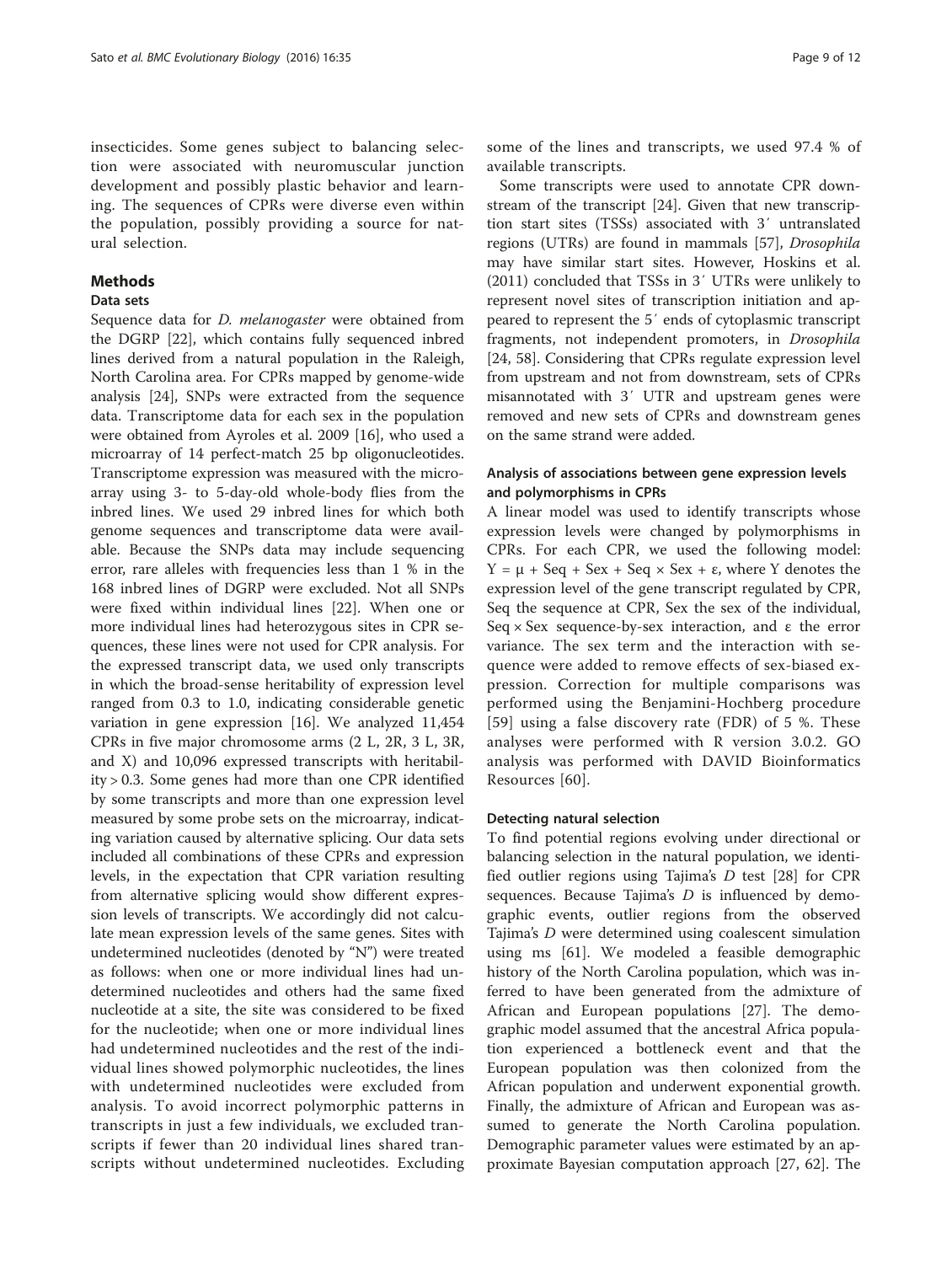insecticides. Some genes subject to balancing selection were associated with neuromuscular junction development and possibly plastic behavior and learning. The sequences of CPRs were diverse even within the population, possibly providing a source for natural selection.

## Methods

### Data sets

Sequence data for *D. melanogaster* were obtained from the DGRP [22], which contains fully sequenced inbred lines derived from a natural population in the Raleigh, North Carolina area. For CPRs mapped by genome-wide analysis [24], SNPs were extracted from the sequence data. Transcriptome data for each sex in the population were obtained from Ayroles et al. 2009 [16], who used a microarray of 14 perfect-match 25 bp oligonucleotides. Transcriptome expression was measured with the microarray using 3- to 5-day-old whole-body flies from the inbred lines. We used 29 inbred lines for which both genome sequences and transcriptome data were available. Because the SNPs data may include sequencing error, rare alleles with frequencies less than 1 % in the 168 inbred lines of DGRP were excluded. Not all SNPs were fixed within individual lines [22]. When one or more individual lines had heterozygous sites in CPR sequences, these lines were not used for CPR analysis. For the expressed transcript data, we used only transcripts in which the broad-sense heritability of expression level ranged from 0.3 to 1.0, indicating considerable genetic variation in gene expression [16]. We analyzed 11,454 CPRs in five major chromosome arms (2 L, 2R, 3 L, 3R, and X) and 10,096 expressed transcripts with heritability > 0.3. Some genes had more than one CPR identified by some transcripts and more than one expression level measured by some probe sets on the microarray, indicating variation caused by alternative splicing. Our data sets included all combinations of these CPRs and expression levels, in the expectation that CPR variation resulting from alternative splicing would show different expression levels of transcripts. We accordingly did not calculate mean expression levels of the same genes. Sites with undetermined nucleotides (denoted by "N") were treated as follows: when one or more individual lines had undetermined nucleotides and others had the same fixed nucleotide at a site, the site was considered to be fixed for the nucleotide; when one or more individual lines had undetermined nucleotides and the rest of the individual lines showed polymorphic nucleotides, the lines with undetermined nucleotides were excluded from analysis. To avoid incorrect polymorphic patterns in transcripts in just a few individuals, we excluded transcripts if fewer than 20 individual lines shared transcripts without undetermined nucleotides. Excluding some of the lines and transcripts, we used 97.4 % of available transcripts.

Some transcripts were used to annotate CPR downstream of the transcript [24]. Given that new transcription start sites (TSSs) associated with 3′ untranslated regions (UTRs) are found in mammals [57], *Drosophila* may have similar start sites. However, Hoskins et al. (2011) concluded that TSSs in 3′ UTRs were unlikely to represent novel sites of transcription initiation and appeared to represent the 5′ ends of cytoplasmic transcript fragments, not independent promoters, in *Drosophila* [24, 58]. Considering that CPRs regulate expression level from upstream and not from downstream, sets of CPRs misannotated with 3′ UTR and upstream genes were removed and new sets of CPRs and downstream genes on the same strand were added.

### Analysis of associations between gene expression levels and polymorphisms in CPRs

A linear model was used to identify transcripts whose expression levels were changed by polymorphisms in CPRs. For each CPR, we used the following model: $Y = \mu + Seq + Sex + Seq \times Sex + \varepsilon$, where Y denotes the expression level of the gene transcript regulated by CPR, Seq the sequence at CPR, Sex the sex of the individual, $Seq \times Sex$ sequence-by-sex interaction, and $\varepsilon$ the error variance. The sex term and the interaction with sequence were added to remove effects of sex-biased expression. Correction for multiple comparisons was performed using the Benjamini-Hochberg procedure [59] using a false discovery rate (FDR) of 5 %. These analyses were performed with R version 3.0.2. GO analysis was performed with DAVID Bioinformatics Resources [60].

### Detecting natural selection

To find potential regions evolving under directional or balancing selection in the natural population, we identified outlier regions using Tajima's *D* test [28] for CPR sequences. Because Tajima's *D* is influenced by demographic events, outlier regions from the observed Tajima's *D* were determined using coalescent simulation using ms [61]. We modeled a feasible demographic history of the North Carolina population, which was inferred to have been generated from the admixture of African and European populations [27]. The demographic model assumed that the ancestral Africa population experienced a bottleneck event and that the European population was then colonized from the African population and underwent exponential growth. Finally, the admixture of African and European was assumed to generate the North Carolina population. Demographic parameter values were estimated by an approximate Bayesian computation approach [27, 62]. The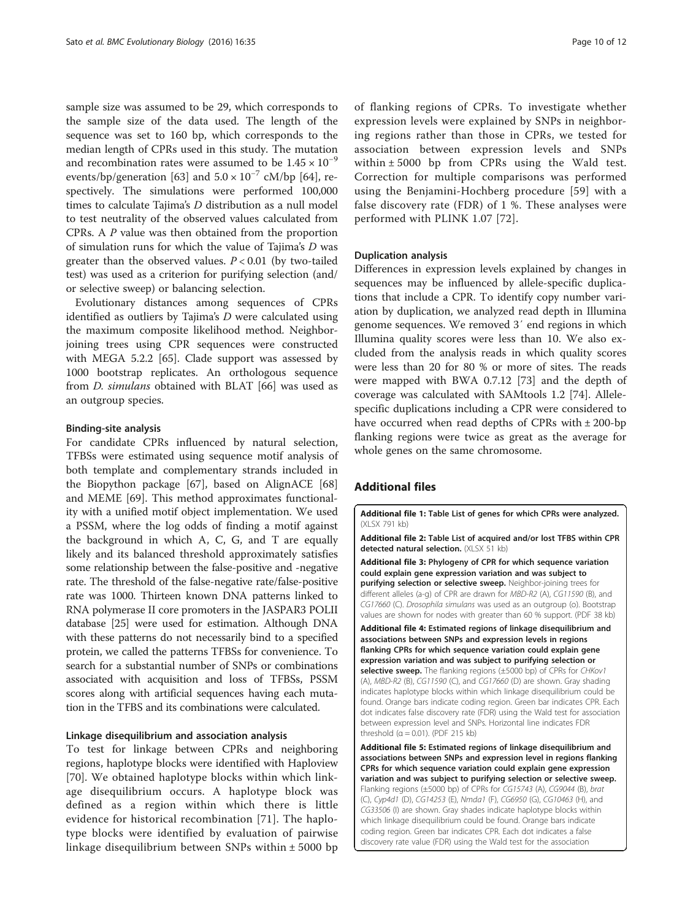sample size was assumed to be 29, which corresponds to the sample size of the data used. The length of the sequence was set to 160 bp, which corresponds to the median length of CPRs used in this study. The mutation and recombination rates were assumed to be $1.45 \times 10^{-9}$ events/bp/generation [63] and $5.0 \times 10^{-7}$ cM/bp [64], respectively. The simulations were performed 100,000 times to calculate Tajima's *D* distribution as a null model to test neutrality of the observed values calculated from CPRs. A *P* value was then obtained from the proportion of simulation runs for which the value of Tajima's *D* was greater than the observed values. $P < 0.01$ (by two-tailed test) was used as a criterion for purifying selection (and/or selective sweep) or balancing selection.

Evolutionary distances among sequences of CPRs identified as outliers by Tajima's *D* were calculated using the maximum composite likelihood method. Neighbor-joining trees using CPR sequences were constructed with MEGA 5.2.2 [65]. Clade support was assessed by 1000 bootstrap replicates. An orthologous sequence from *D. simulans* obtained with BLAT [66] was used as an outgroup species.

#### Binding-site analysis

For candidate CPRs influenced by natural selection, TFBSs were estimated using sequence motif analysis of both template and complementary strands included in the Biopython package [67], based on AlignACE [68] and MEME [69]. This method approximates functionality with a unified motif object implementation. We used a PSSM, where the log odds of finding a motif against the background in which A, C, G, and T are equally likely and its balanced threshold approximately satisfies some relationship between the false-positive and -negative rate. The threshold of the false-negative rate/false-positive rate was 1000. Thirteen known DNA patterns linked to RNA polymerase II core promoters in the JASPAR3 POLII database [25] were used for estimation. Although DNA with these patterns do not necessarily bind to a specified protein, we called the patterns TFBSs for convenience. To search for a substantial number of SNPs or combinations associated with acquisition and loss of TFBSs, PSSM scores along with artificial sequences having each mutation in the TFBS and its combinations were calculated.

#### Linkage disequilibrium and association analysis

To test for linkage between CPRs and neighboring regions, haplotype blocks were identified with Haploview [70]. We obtained haplotype blocks within which linkage disequilibrium occurs. A haplotype block was defined as a region within which there is little evidence for historical recombination [71]. The haplotype blocks were identified by evaluation of pairwise linkage disequilibrium between SNPs within ± 5000 bp of flanking regions of CPRs. To investigate whether expression levels were explained by SNPs in neighboring regions rather than those in CPRs, we tested for association between expression levels and SNPs within ± 5000 bp from CPRs using the Wald test. Correction for multiple comparisons was performed using the Benjamini-Hochberg procedure [59] with a false discovery rate (FDR) of 1 %. These analyses were performed with PLINK 1.07 [72].

#### Duplication analysis

Differences in expression levels explained by changes in sequences may be influenced by allele-specific duplications that include a CPR. To identify copy number variation by duplication, we analyzed read depth in Illumina genome sequences. We removed 3′ end regions in which Illumina quality scores were less than 10. We also excluded from the analysis reads in which quality scores were less than 20 for 80 % or more of sites. The reads were mapped with BWA 0.7.12 [73] and the depth of coverage was calculated with SAMtools 1.2 [74]. Allele-specific duplications including a CPR were considered to have occurred when read depths of CPRs with ± 200-bp flanking regions were twice as great as the average for whole genes on the same chromosome.

## Additional files

**Additional file 1: Table List of genes for which CPRs were analyzed.** (XLSX 791 kb)

**Additional file 2: Table List of acquired and/or lost TFBS within CPR detected natural selection.** (XLSX 51 kb)

**Additional file 3: Phylogeny of CPR for which sequence variation could explain gene expression variation and was subject to purifying selection or selective sweep.** Neighbor-joining trees for different alleles (a-g) of CPR are drawn for *MBD-R2* (A), *CG11590* (B), and *CG17660* (C). *Drosophila simulans* was used as an outgroup (o). Bootstrap values are shown for nodes with greater than 60 % support. (PDF 38 kb)

**Additional file 4: Estimated regions of linkage disequilibrium and associations between SNPs and expression levels in regions flanking CPRs for which sequence variation could explain gene expression variation and was subject to purifying selection or selective sweep.** The flanking regions (±5000 bp) of CPRs for *CHKov1* (A), *MBD-R2* (B), *CG11590* (C), and *CG17660* (D) are shown. Gray shading indicates haplotype blocks within which linkage disequilibrium could be found. Orange bars indicate coding region. Green bar indicates CPR. Each dot indicates false discovery rate (FDR) using the Wald test for association between expression level and SNPs. Horizontal line indicates FDR threshold ($\alpha = 0.01$). (PDF 215 kb)

**Additional file 5: Estimated regions of linkage disequilibrium and associations between SNPs and expression level in regions flanking CPRs for which sequence variation could explain gene expression variation and was subject to purifying selection or selective sweep.** Flanking regions (±5000 bp) of CPRs for *CG15743* (A), *CG9044* (B), *brat* (C), *Cyp4d1* (D), *CG14253* (E), *Nmda1* (F), *CG6950* (G), *CG10463* (H), and *CG33506* (I) are shown. Gray shades indicate haplotype blocks within which linkage disequilibrium could be found. Orange bars indicate coding region. Green bar indicates CPR. Each dot indicates a false discovery rate value (FDR) using the Wald test for the association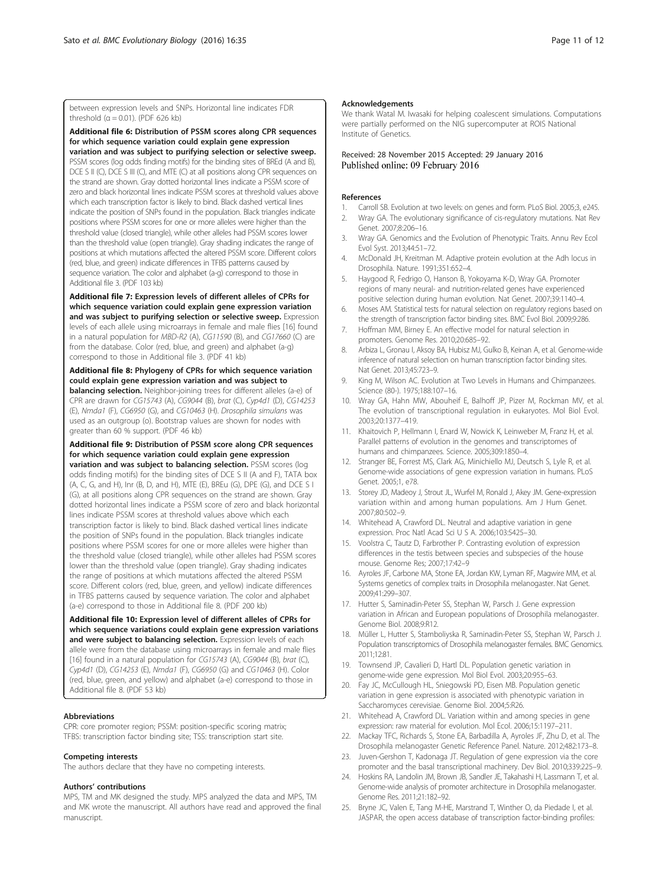between expression levels and SNPs. Horizontal line indicates FDR threshold ($\alpha = 0.01$). (PDF 626 kb)

**Additional file 6: Distribution of PSSM scores along CPR sequences for which sequence variation could explain gene expression variation and was subject to purifying selection or selective sweep.** PSSM scores (log odds finding motifs) for the binding sites of BREd (A and B), DCE S II (C), DCE S III (C), and MTE (C) at all positions along CPR sequences on the strand are shown. Gray dotted horizontal lines indicate a PSSM score of zero and black horizontal lines indicate PSSM scores at threshold values above which each transcription factor is likely to bind. Black dashed vertical lines indicate the position of SNPs found in the population. Black triangles indicate positions where PSSM scores for one or more alleles were higher than the threshold value (closed triangle), while other alleles had PSSM scores lower than the threshold value (open triangle). Gray shading indicates the range of positions at which mutations affected the altered PSSM score. Different colors (red, blue, and green) indicate differences in TFBS patterns caused by sequence variation. The color and alphabet (a-g) correspond to those in Additional file 3. (PDF 103 kb)

**Additional file 7: Expression levels of different alleles of CPRs for which sequence variation could explain gene expression variation and was subject to purifying selection or selective sweep.** Expression levels of each allele using microarrays in female and male flies [16] found in a natural population for *MBD-R2* (A), *CG11590* (B), and *CG17660* (C) are from the database. Color (red, blue, and green) and alphabet (a-g) correspond to those in Additional file 3. (PDF 41 kb)

**Additional file 8: Phylogeny of CPRs for which sequence variation could explain gene expression variation and was subject to balancing selection.** Neighbor-joining trees for different alleles (a-e) of CPR are drawn for *CG15743* (A), *CG9044* (B), *brat* (C), *Cyp4d1* (D), *CG14253* (E), *Nmda1* (F), *CG6950* (G), and *CG10463* (H). *Drosophila simulans* was used as an outgroup (o). Bootstrap values are shown for nodes with greater than 60 % support. (PDF 46 kb)

**Additional file 9: Distribution of PSSM score along CPR sequences for which sequence variation could explain gene expression variation and was subject to balancing selection.** PSSM scores (log odds finding motifs) for the binding sites of DCE S II (A and F), TATA box (A, C, G, and H), Inr (B, D, and H), MTE (E), BREu (G), DPE (G), and DCE S I (G), at all positions along CPR sequences on the strand are shown. Gray dotted horizontal lines indicate a PSSM score of zero and black horizontal lines indicate PSSM scores at threshold values above which each transcription factor is likely to bind. Black dashed vertical lines indicate the position of SNPs found in the population. Black triangles indicate positions where PSSM scores for one or more alleles were higher than the threshold value (closed triangle), while other alleles had PSSM scores lower than the threshold value (open triangle). Gray shading indicates the range of positions at which mutations affected the altered PSSM score. Different colors (red, blue, green, and yellow) indicate differences in TFBS patterns caused by sequence variation. The color and alphabet (a-e) correspond to those in Additional file 8. (PDF 200 kb)

**Additional file 10: Expression level of different alleles of CPRs for which sequence variations could explain gene expression variations and were subject to balancing selection.** Expression levels of each allele were from the database using microarrays in female and male flies [16] found in a natural population for *CG15743* (A), *CG9044* (B), *brat* (C), *Cyp4d1* (D), *CG14253* (E), *Nmda1* (F), *CG6950* (G) and *CG10463* (H). Color (red, blue, green, and yellow) and alphabet (a-e) correspond to those in Additional file 8. (PDF 53 kb)

#### Abbreviations

CPR: core promoter region; PSSM: position-specific scoring matrix; TFBS: transcription factor binding site; TSS: transcription start site.

#### Competing interests

The authors declare that they have no competing interests.

#### Authors' contributions

MPS, TM and MK designed the study. MPS analyzed the data and MPS, TM and MK wrote the manuscript. All authors have read and approved the final manuscript.

#### Acknowledgements

We thank Watal M. Iwasaki for helping coalescent simulations. Computations were partially performed on the NIG supercomputer at ROIS National Institute of Genetics.

Received: 28 November 2015 Accepted: 29 January 2016
Published online: 09 February 2016

#### References

1. Carroll SB. Evolution at two levels: on genes and form. PLoS Biol. 2005;3, e245.
2. Wray GA. The evolutionary significance of cis-regulatory mutations. Nat Rev Genet. 2007;8:206–16.
3. Wray GA. Genomics and the Evolution of Phenotypic Traits. Annu Rev Ecol Evol Syst. 2013;44:51–72.
4. McDonald JH, Kreitman M. Adaptive protein evolution at the Adh locus in Drosophila. Nature. 1991;351:652–4.
5. Haygood R, Fedrigo O, Hanson B, Yokoyama K-D, Wray GA. Promoter regions of many neural- and nutrition-related genes have experienced positive selection during human evolution. Nat Genet. 2007;39:1140–4.
6. Moses AM. Statistical tests for natural selection on regulatory regions based on the strength of transcription factor binding sites. BMC Evol Biol. 2009;9:286.
7. Hoffman MM, Birney E. An effective model for natural selection in promoters. Genome Res. 2010;20:685–92.
8. Arbiza L, Gronau I, Aksoy BA, Hubisz MJ, Gulko B, Keinan A, et al. Genome-wide inference of natural selection on human transcription factor binding sites. Nat Genet. 2013;45:723–9.
9. King M, Wilson AC. Evolution at Two Levels in Humans and Chimpanzees. Science (80-). 1975;188:107–16.
10. Wray GA, Hahn MW, Abouheif E, Balhoff JP, Pizer M, Rockman MV, et al. The evolution of transcriptional regulation in eukaryotes. Mol Biol Evol. 2003;20:1377–419.
11. Khaitovich P, Hellmann I, Enard W, Nowick K, Leinweber M, Franz H, et al. Parallel patterns of evolution in the genomes and transcriptomes of humans and chimpanzees. Science. 2005;309:1850–4.
12. Stranger BE, Forrest MS, Clark AG, Minichiello MJ, Deutsch S, Lyle R, et al. Genome-wide associations of gene expression variation in humans. PLoS Genet. 2005;1, e78.
13. Storey JD, Madeoy J, Strout JL, Wurfel M, Ronald J, Akey JM. Gene-expression variation within and among human populations. Am J Hum Genet. 2007;80:502–9.
14. Whitehead A, Crawford DL. Neutral and adaptive variation in gene expression. Proc Natl Acad Sci U S A. 2006;103:5425–30.
15. Voolstra C, Tautz D, Farbrother P. Contrasting evolution of expression differences in the testis between species and subspecies of the house mouse. Genome Res; 2007;17:42–9
16. Ayroles JF, Carbone MA, Stone EA, Jordan KW, Lyman RF, Magwire MM, et al. Systems genetics of complex traits in Drosophila melanogaster. Nat Genet. 2009;41:299–307.
17. Hutter S, Saminadin-Peter SS, Stephan W, Parsch J. Gene expression variation in African and European populations of Drosophila melanogaster. Genome Biol. 2008;9:R12.
18. Müller L, Hutter S, Stamboliyska R, Saminadin-Peter SS, Stephan W, Parsch J. Population transcriptomics of Drosophila melanogaster females. BMC Genomics. 2011;12:81.
19. Townsend JP, Cavalieri D, Hartl DL. Population genetic variation in genome-wide gene expression. Mol Biol Evol. 2003;20:955–63.
20. Fay JC, McCullough HL, Sniegowski PD, Eisen MB. Population genetic variation in gene expression is associated with phenotypic variation in Saccharomyces cerevisiae. Genome Biol. 2004;5:R26.
21. Whitehead A, Crawford DL. Variation within and among species in gene expression: raw material for evolution. Mol Ecol. 2006;15:1197–211.
22. Mackay TFC, Richards S, Stone EA, Barbadilla A, Ayroles JF, Zhu D, et al. The Drosophila melanogaster Genetic Reference Panel. Nature. 2012;482:173–8.
23. Juven-Gershon T, Kadonaga JT. Regulation of gene expression via the core promoter and the basal transcriptional machinery. Dev Biol. 2010;339:225–9.
24. Hoskins RA, Landolin JM, Brown JB, Sandler JE, Takahashi H, Lassmann T, et al. Genome-wide analysis of promoter architecture in Drosophila melanogaster. Genome Res. 2011;21:182–92.
25. Bryne JC, Valen E, Tang M-HE, Marstrand T, Winther O, da Piedade I, et al. JASPAR, the open access database of transcription factor-binding profiles: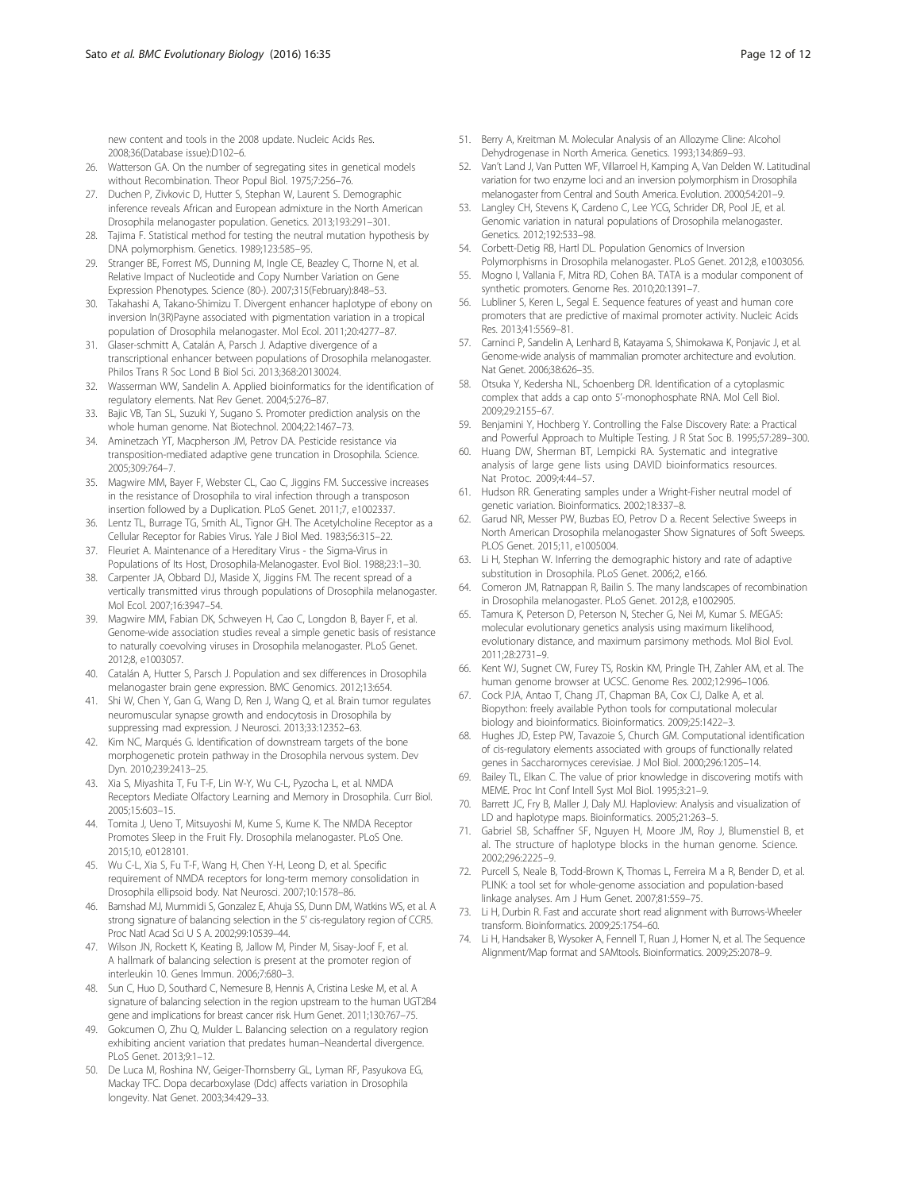new content and tools in the 2008 update. Nucleic Acids Res. 2008;36(Database issue):D102–6.

26. Watterson GA. On the number of segregating sites in genetical models without Recombination. Theor Popul Biol. 1975;7:256–76.
27. Duchen P, Zivkovic D, Hutter S, Stephan W, Laurent S. Demographic inference reveals African and European admixture in the North American Drosophila melanogaster population. Genetics. 2013;193:291–301.
28. Tajima F. Statistical method for testing the neutral mutation hypothesis by DNA polymorphism. Genetics. 1989;123:585–95.
29. Stranger BE, Forrest MS, Dunning M, Ingle CE, Beazley C, Thorne N, et al. Relative Impact of Nucleotide and Copy Number Variation on Gene Expression Phenotypes. Science (80-). 2007;315(February):848–53.
30. Takahashi A, Takano-Shimizu T. Divergent enhancer haplotype of ebony on inversion In(3R)Payne associated with pigmentation variation in a tropical population of Drosophila melanogaster. Mol Ecol. 2011;20:4277–87.
31. Glaser-schmitt A, Catalán A, Parsch J. Adaptive divergence of a transcriptional enhancer between populations of Drosophila melanogaster. Philos Trans R Soc Lond B Biol Sci. 2013;368:20130024.
32. Wasserman WW, Sandelin A. Applied bioinformatics for the identification of regulatory elements. Nat Rev Genet. 2004;5:276–87.
33. Bajic VB, Tan SL, Suzuki Y, Sugano S. Promoter prediction analysis on the whole human genome. Nat Biotechnol. 2004;22:1467–73.
34. Aminetzach YT, Macpherson JM, Petrov DA. Pesticide resistance via transposition-mediated adaptive gene truncation in Drosophila. Science. 2005;309:764–7.
35. Magwire MM, Bayer F, Webster CL, Cao C, Jiggins FM. Successive increases in the resistance of Drosophila to viral infection through a transposon insertion followed by a Duplication. PLoS Genet. 2011;7, e1002337.
36. Lentz TL, Burrage TG, Smith AL, Tignor GH. The Acetylcholine Receptor as a Cellular Receptor for Rabies Virus. Yale J Biol Med. 1983;56:315–22.
37. Fleuriet A. Maintenance of a Hereditary Virus - the Sigma-Virus in Populations of Its Host, Drosophila-Melanogaster. Evol Biol. 1988;23:1–30.
38. Carpenter JA, Obbard DJ, Maside X, Jiggins FM. The recent spread of a vertically transmitted virus through populations of Drosophila melanogaster. Mol Ecol. 2007;16:3947–54.
39. Magwire MM, Fabian DK, Schweyen H, Cao C, Longdon B, Bayer F, et al. Genome-wide association studies reveal a simple genetic basis of resistance to naturally coevolving viruses in Drosophila melanogaster. PLoS Genet. 2012;8, e1003057.
40. Catalán A, Hutter S, Parsch J. Population and sex differences in Drosophila melanogaster brain gene expression. BMC Genomics. 2012;13:654.
41. Shi W, Chen Y, Gan G, Wang D, Ren J, Wang Q, et al. Brain tumor regulates neuromuscular synapse growth and endocytosis in Drosophila by suppressing mad expression. J Neurosci. 2013;33:12352–63.
42. Kim NC, Marqués G. Identification of downstream targets of the bone morphogenetic protein pathway in the Drosophila nervous system. Dev Dyn. 2010;239:2413–25.
43. Xia S, Miyashita T, Fu T-F, Lin W-Y, Wu C-L, Pyzocha L, et al. NMDA Receptors Mediate Olfactory Learning and Memory in Drosophila. Curr Biol. 2005;15:603–15.
44. Tomita J, Ueno T, Mitsuyoshi M, Kume S, Kume K. The NMDA Receptor Promotes Sleep in the Fruit Fly. Drosophila melanogaster. PLoS One. 2015;10, e0128101.
45. Wu C-L, Xia S, Fu T-F, Wang H, Chen Y-H, Leong D, et al. Specific requirement of NMDA receptors for long-term memory consolidation in Drosophila ellipsoid body. Nat Neurosci. 2007;10:1578–86.
46. Bamshad MJ, Mummidi S, Gonzalez E, Ahuja SS, Dunn DM, Watkins WS, et al. A strong signature of balancing selection in the 5′ cis-regulatory region of CCR5. Proc Natl Acad Sci U S A. 2002;99:10539–44.
47. Wilson JN, Rockett K, Keating B, Jallow M, Pinder M, Sisay-Joof F, et al. A hallmark of balancing selection is present at the promoter region of interleukin 10. Genes Immun. 2006;7:680–3.
48. Sun C, Huo D, Southard C, Nemesure B, Hennis A, Cristina Leske M, et al. A signature of balancing selection in the region upstream to the human UGT2B4 gene and implications for breast cancer risk. Hum Genet. 2011;130:767–75.
49. Gokcumen O, Zhu Q, Mulder L. Balancing selection on a regulatory region exhibiting ancient variation that predates human–Neandertal divergence. PLoS Genet. 2013;9:1–12.
50. De Luca M, Roshina NV, Geiger-Thornsberry GL, Lyman RF, Pasyukova EG, Mackay TFC. Dopa decarboxylase (Ddc) affects variation in Drosophila longevity. Nat Genet. 2003;34:429–33.
51. Berry A, Kreitman M. Molecular Analysis of an Allozyme Cline: Alcohol Dehydrogenase in North America. Genetics. 1993;134:869–93.
52. Van't Land J, Van Putten WF, Villarroel H, Kamping A, Van Delden W. Latitudinal variation for two enzyme loci and an inversion polymorphism in Drosophila melanogaster from Central and South America. Evolution. 2000;54:201–9.
53. Langley CH, Stevens K, Cardeno C, Lee YCG, Schrider DR, Pool JE, et al. Genomic variation in natural populations of Drosophila melanogaster. Genetics. 2012;192:533–98.
54. Corbett-Detig RB, Hartl DL. Population Genomics of Inversion Polymorphisms in Drosophila melanogaster. PLoS Genet. 2012;8, e1003056.
55. Mogno I, Vallania F, Mitra RD, Cohen BA. TATA is a modular component of synthetic promoters. Genome Res. 2010;20:1391–7.
56. Lubliner S, Keren L, Segal E. Sequence features of yeast and human core promoters that are predictive of maximal promoter activity. Nucleic Acids Res. 2013;41:5569–81.
57. Carninci P, Sandelin A, Lenhard B, Katayama S, Shimokawa K, Ponjavic J, et al. Genome-wide analysis of mammalian promoter architecture and evolution. Nat Genet. 2006;38:626–35.
58. Otsuka Y, Kedersha NL, Schoenberg DR. Identification of a cytoplasmic complex that adds a cap onto 5′-monophosphate RNA. Mol Cell Biol. 2009;29:2155–67.
59. Benjamini Y, Hochberg Y. Controlling the False Discovery Rate: a Practical and Powerful Approach to Multiple Testing. J R Stat Soc B. 1995;57:289–300.
60. Huang DW, Sherman BT, Lempicki RA. Systematic and integrative analysis of large gene lists using DAVID bioinformatics resources. Nat Protoc. 2009;4:44–57.
61. Hudson RR. Generating samples under a Wright-Fisher neutral model of genetic variation. Bioinformatics. 2002;18:337–8.
62. Garud NR, Messer PW, Buzbas EO, Petrov D a. Recent Selective Sweeps in North American Drosophila melanogaster Show Signatures of Soft Sweeps. PLOS Genet. 2015;11, e1005004.
63. Li H, Stephan W. Inferring the demographic history and rate of adaptive substitution in Drosophila. PLoS Genet. 2006;2, e166.
64. Comeron JM, Ratnappan R, Bailin S. The many landscapes of recombination in Drosophila melanogaster. PLoS Genet. 2012;8, e1002905.
65. Tamura K, Peterson D, Peterson N, Stecher G, Nei M, Kumar S. MEGA5: molecular evolutionary genetics analysis using maximum likelihood, evolutionary distance, and maximum parsimony methods. Mol Biol Evol. 2011;28:2731–9.
66. Kent WJ, Sugnet CW, Furey TS, Roskin KM, Pringle TH, Zahler AM, et al. The human genome browser at UCSC. Genome Res. 2002;12:996–1006.
67. Cock PJA, Antao T, Chang JT, Chapman BA, Cox CJ, Dalke A, et al. Biopython: freely available Python tools for computational molecular biology and bioinformatics. Bioinformatics. 2009;25:1422–3.
68. Hughes JD, Estep PW, Tavazoie S, Church GM. Computational identification of cis-regulatory elements associated with groups of functionally related genes in Saccharomyces cerevisiae. J Mol Biol. 2000;296:1205–14.
69. Bailey TL, Elkan C. The value of prior knowledge in discovering motifs with MEME. Proc Int Conf Intell Syst Mol Biol. 1995;3:21–9.
70. Barrett JC, Fry B, Maller J, Daly MJ. Haploview: Analysis and visualization of LD and haplotype maps. Bioinformatics. 2005;21:263–5.
71. Gabriel SB, Schaffner SF, Nguyen H, Moore JM, Roy J, Blumenstiel B, et al. The structure of haplotype blocks in the human genome. Science. 2002;296:2225–9.
72. Purcell S, Neale B, Todd-Brown K, Thomas L, Ferreira M a R, Bender D, et al. PLINK: a tool set for whole-genome association and population-based linkage analyses. Am J Hum Genet. 2007;81:559–75.
73. Li H, Durbin R. Fast and accurate short read alignment with Burrows-Wheeler transform. Bioinformatics. 2009;25:1754–60.
74. Li H, Handsaker B, Wysoker A, Fennell T, Ruan J, Homer N, et al. The Sequence Alignment/Map format and SAMtools. Bioinformatics. 2009;25:2078–9.